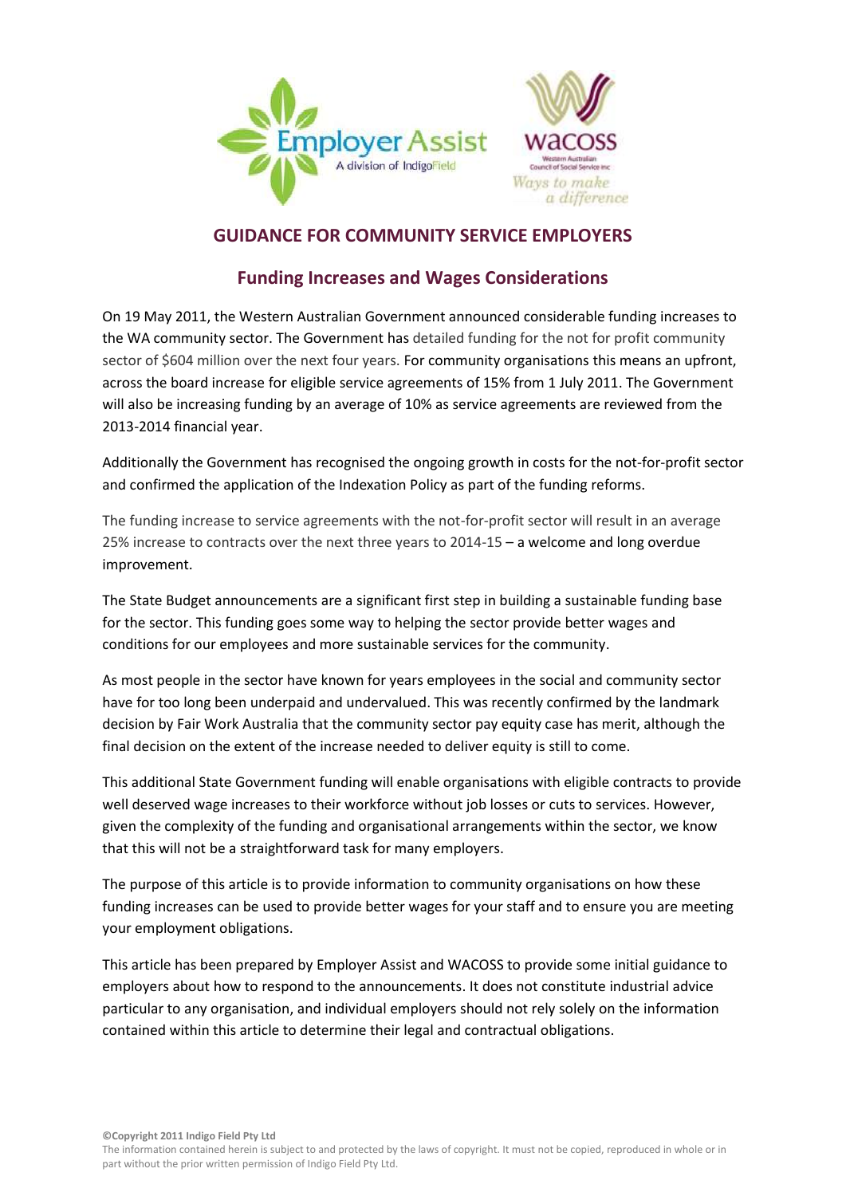## GUIDANCE FOR COMMUNITY SERVICE EMPLOYERS

### Funding Increases and Wages Considerations

On 19 May 2011, the Western Australian Government announced considerable funding increases to the WA community sector. The Government has detailed funding for the not for profit community sector of $604 million over the next four years. For community organisations this means an upfront, across the board increase for eligible service agreements of 15% from 1 July 2011. The Government will also be increasing funding by an average of 10% as service agreements are reviewed from the 2013-2014 financial year.

Additionally the Government has recognised the ongoing growth in costs for the not-for-profit sector and confirmed the application of the Indexation Policy as part of the funding reforms.

The funding increase to service agreements with the not-for-profit sector will result in an average 25% increase to contracts over the next three years to 2014-15 – a welcome and long overdue improvement.

The State Budget announcements are a significant first step in building a sustainable funding base for the sector. This funding goes some way to helping the sector provide better wages and conditions for our employees and more sustainable services for the community.

As most people in the sector have known for years employees in the social and community sector have for too long been underpaid and undervalued. This was recently confirmed by the landmark decision by Fair Work Australia that the community sector pay equity case has merit, although the final decision on the extent of the increase needed to deliver equity is still to come.

This additional State Government funding will enable organisations with eligible contracts to provide well deserved wage increases to their workforce without job losses or cuts to services. However, given the complexity of the funding and organisational arrangements within the sector, we know that this will not be a straightforward task for many employers.

The purpose of this article is to provide information to community organisations on how these funding increases can be used to provide better wages for your staff and to ensure you are meeting your employment obligations.

This article has been prepared by Employer Assist and WACOSS to provide some initial guidance to employers about how to respond to the announcements. It does not constitute industrial advice particular to any organisation, and individual employers should not rely solely on the information contained within this article to determine their legal and contractual obligations.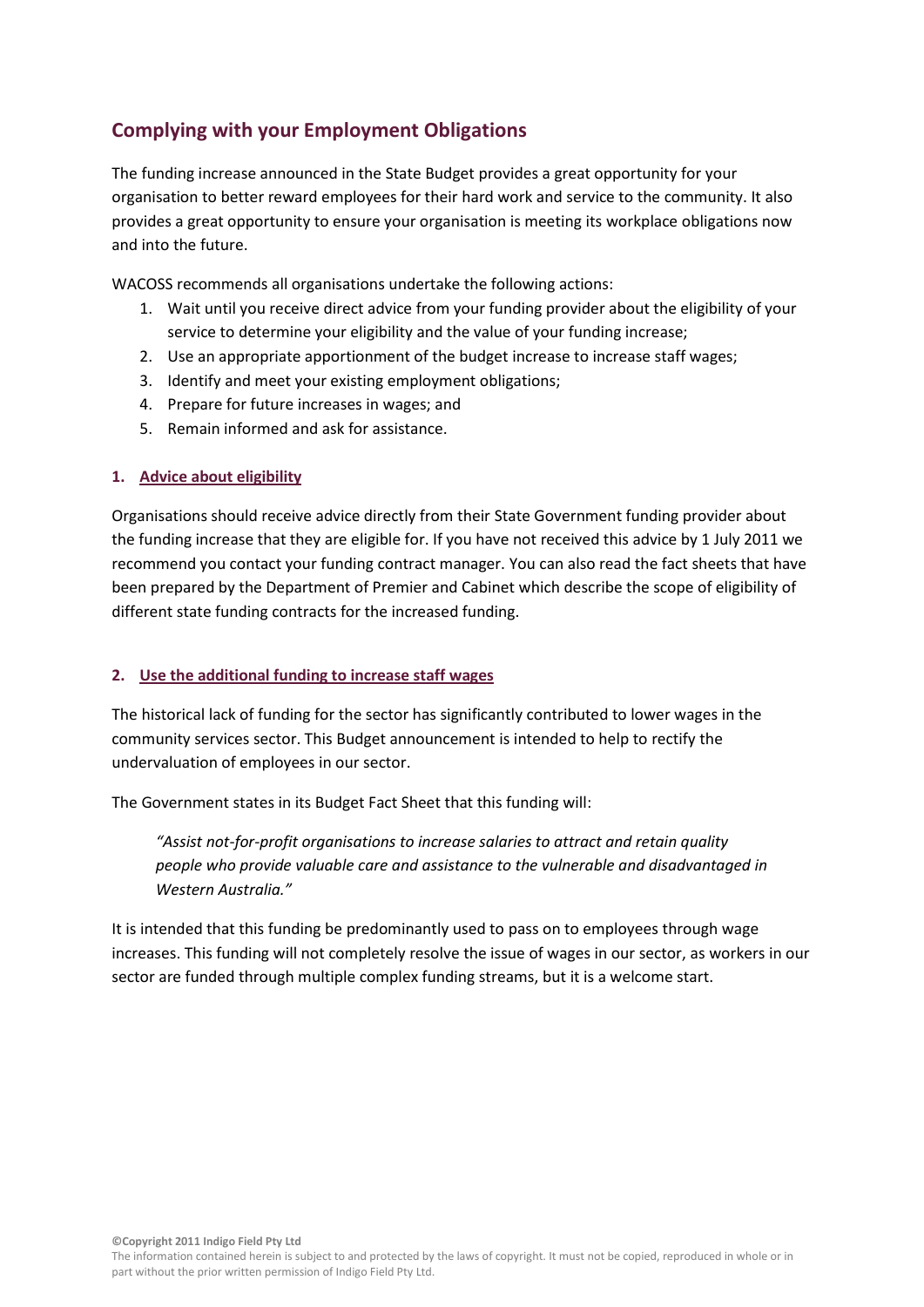## Complying with your Employment Obligations

The funding increase announced in the State Budget provides a great opportunity for your organisation to better reward employees for their hard work and service to the community. It also provides a great opportunity to ensure your organisation is meeting its workplace obligations now and into the future.

WACOSS recommends all organisations undertake the following actions:

1. Wait until you receive direct advice from your funding provider about the eligibility of your service to determine your eligibility and the value of your funding increase;
2. Use an appropriate apportionment of the budget increase to increase staff wages;
3. Identify and meet your existing employment obligations;
4. Prepare for future increases in wages; and
5. Remain informed and ask for assistance.

### 1. Advice about eligibility

Organisations should receive advice directly from their State Government funding provider about the funding increase that they are eligible for. If you have not received this advice by 1 July 2011 we recommend you contact your funding contract manager. You can also read the fact sheets that have been prepared by the Department of Premier and Cabinet which describe the scope of eligibility of different state funding contracts for the increased funding.

### 2. Use the additional funding to increase staff wages

The historical lack of funding for the sector has significantly contributed to lower wages in the community services sector. This Budget announcement is intended to help to rectify the undervaluation of employees in our sector.

The Government states in its Budget Fact Sheet that this funding will:

> *"Assist not-for-profit organisations to increase salaries to attract and retain quality people who provide valuable care and assistance to the vulnerable and disadvantaged in Western Australia."*

It is intended that this funding be predominantly used to pass on to employees through wage increases. This funding will not completely resolve the issue of wages in our sector, as workers in our sector are funded through multiple complex funding streams, but it is a welcome start.

**©Copyright 2011 Indigo Field Pty Ltd**
The information contained herein is subject to and protected by the laws of copyright. It must not be copied, reproduced in whole or in part without the prior written permission of Indigo Field Pty Ltd.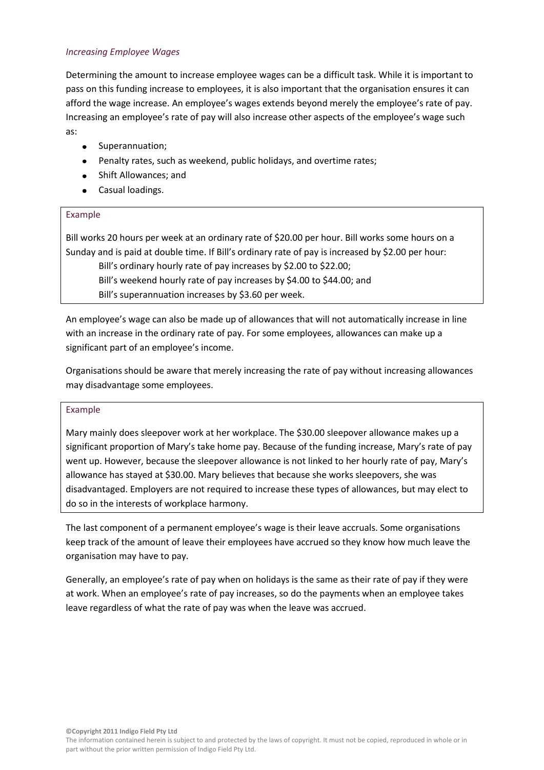*Increasing Employee Wages*

Determining the amount to increase employee wages can be a difficult task. While it is important to pass on this funding increase to employees, it is also important that the organisation ensures it can afford the wage increase. An employee's wages extends beyond merely the employee's rate of pay. Increasing an employee's rate of pay will also increase other aspects of the employee's wage such as:

- Superannuation;
- Penalty rates, such as weekend, public holidays, and overtime rates;
- Shift Allowances; and
- Casual loadings.

> Example
>
> Bill works 20 hours per week at an ordinary rate of $20.00 per hour. Bill works some hours on a Sunday and is paid at double time. If Bill's ordinary rate of pay is increased by $2.00 per hour:
>
> Bill's ordinary hourly rate of pay increases by $2.00 to $22.00;
>
> Bill's weekend hourly rate of pay increases by $4.00 to $44.00; and
>
> Bill's superannuation increases by $3.60 per week.

An employee's wage can also be made up of allowances that will not automatically increase in line with an increase in the ordinary rate of pay. For some employees, allowances can make up a significant part of an employee's income.

Organisations should be aware that merely increasing the rate of pay without increasing allowances may disadvantage some employees.

> Example
>
> Mary mainly does sleepover work at her workplace. The $30.00 sleepover allowance makes up a significant proportion of Mary's take home pay. Because of the funding increase, Mary's rate of pay went up. However, because the sleepover allowance is not linked to her hourly rate of pay, Mary's allowance has stayed at $30.00. Mary believes that because she works sleepovers, she was disadvantaged. Employers are not required to increase these types of allowances, but may elect to do so in the interests of workplace harmony.

The last component of a permanent employee's wage is their leave accruals. Some organisations keep track of the amount of leave their employees have accrued so they know how much leave the organisation may have to pay.

Generally, an employee's rate of pay when on holidays is the same as their rate of pay if they were at work. When an employee's rate of pay increases, so do the payments when an employee takes leave regardless of what the rate of pay was when the leave was accrued.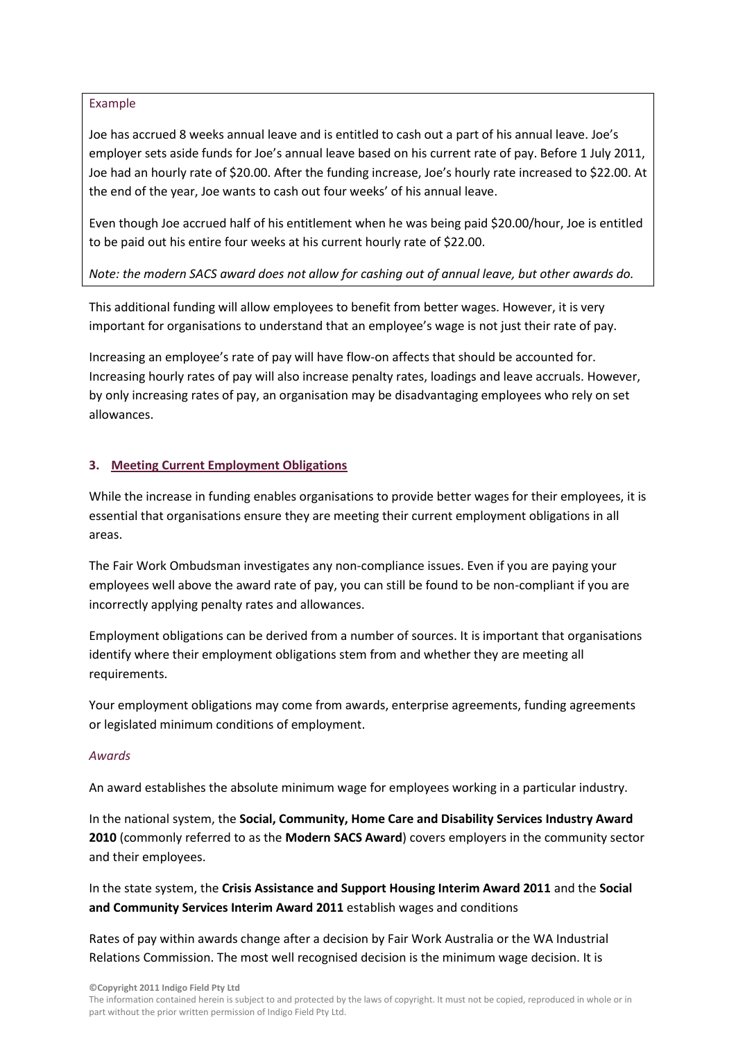> Example
>
> Joe has accrued 8 weeks annual leave and is entitled to cash out a part of his annual leave. Joe's employer sets aside funds for Joe's annual leave based on his current rate of pay. Before 1 July 2011, Joe had an hourly rate of $20.00. After the funding increase, Joe's hourly rate increased to $22.00. At the end of the year, Joe wants to cash out four weeks' of his annual leave.
>
> Even though Joe accrued half of his entitlement when he was being paid $20.00/hour, Joe is entitled to be paid out his entire four weeks at his current hourly rate of $22.00.
>
> *Note: the modern SACS award does not allow for cashing out of annual leave, but other awards do.*

This additional funding will allow employees to benefit from better wages. However, it is very important for organisations to understand that an employee's wage is not just their rate of pay.

Increasing an employee's rate of pay will have flow-on affects that should be accounted for. Increasing hourly rates of pay will also increase penalty rates, loadings and leave accruals. However, by only increasing rates of pay, an organisation may be disadvantaging employees who rely on set allowances.

## 3. Meeting Current Employment Obligations

While the increase in funding enables organisations to provide better wages for their employees, it is essential that organisations ensure they are meeting their current employment obligations in all areas.

The Fair Work Ombudsman investigates any non-compliance issues. Even if you are paying your employees well above the award rate of pay, you can still be found to be non-compliant if you are incorrectly applying penalty rates and allowances.

Employment obligations can be derived from a number of sources. It is important that organisations identify where their employment obligations stem from and whether they are meeting all requirements.

Your employment obligations may come from awards, enterprise agreements, funding agreements or legislated minimum conditions of employment.

### *Awards*

An award establishes the absolute minimum wage for employees working in a particular industry.

In the national system, the **Social, Community, Home Care and Disability Services Industry Award 2010** (commonly referred to as the **Modern SACS Award**) covers employers in the community sector and their employees.

In the state system, the **Crisis Assistance and Support Housing Interim Award 2011** and the **Social and Community Services Interim Award 2011** establish wages and conditions

Rates of pay within awards change after a decision by Fair Work Australia or the WA Industrial Relations Commission. The most well recognised decision is the minimum wage decision. It is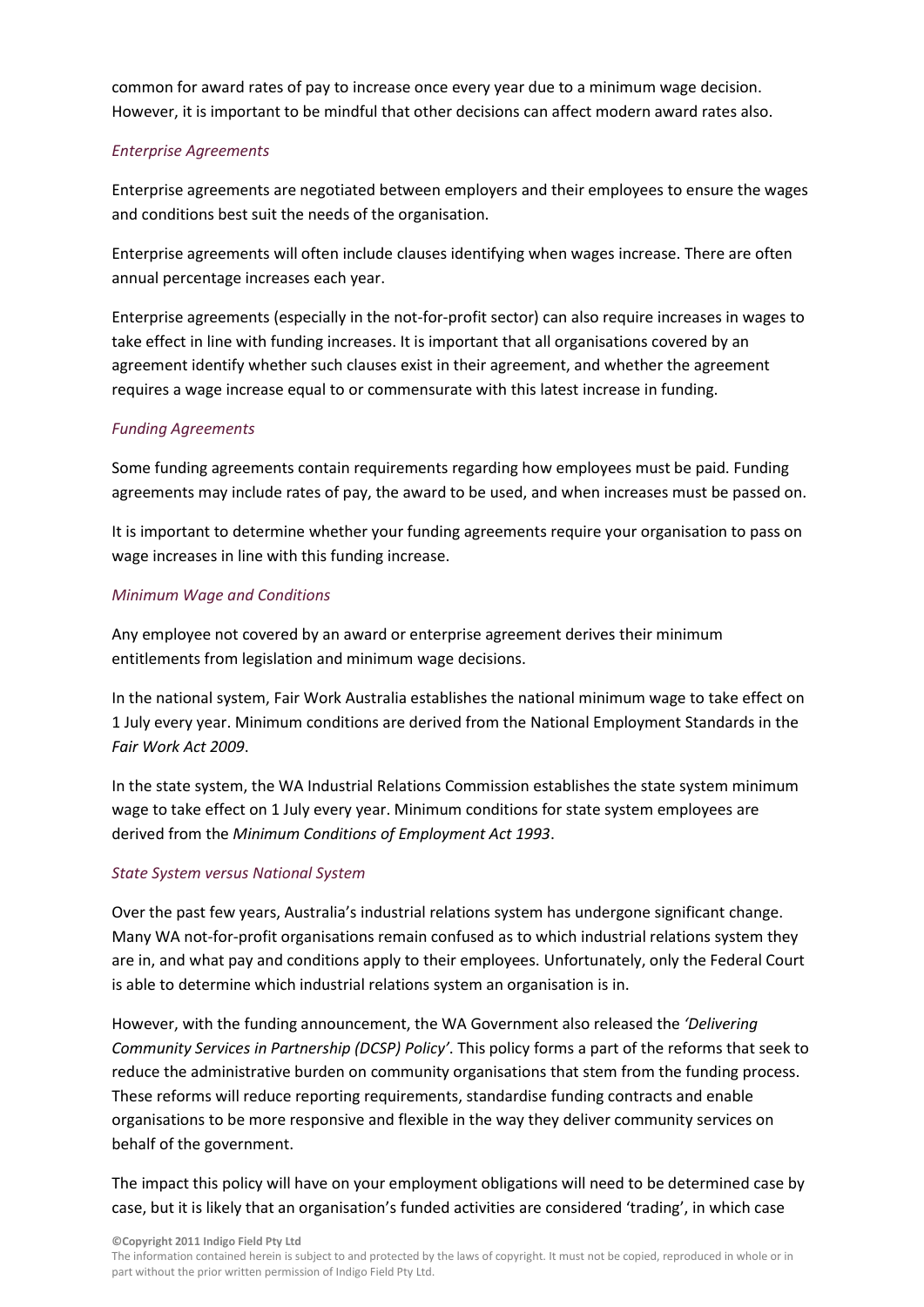common for award rates of pay to increase once every year due to a minimum wage decision. However, it is important to be mindful that other decisions can affect modern award rates also.

### *Enterprise Agreements*

Enterprise agreements are negotiated between employers and their employees to ensure the wages and conditions best suit the needs of the organisation.

Enterprise agreements will often include clauses identifying when wages increase. There are often annual percentage increases each year.

Enterprise agreements (especially in the not-for-profit sector) can also require increases in wages to take effect in line with funding increases. It is important that all organisations covered by an agreement identify whether such clauses exist in their agreement, and whether the agreement requires a wage increase equal to or commensurate with this latest increase in funding.

### *Funding Agreements*

Some funding agreements contain requirements regarding how employees must be paid. Funding agreements may include rates of pay, the award to be used, and when increases must be passed on.

It is important to determine whether your funding agreements require your organisation to pass on wage increases in line with this funding increase.

### *Minimum Wage and Conditions*

Any employee not covered by an award or enterprise agreement derives their minimum entitlements from legislation and minimum wage decisions.

In the national system, Fair Work Australia establishes the national minimum wage to take effect on 1 July every year. Minimum conditions are derived from the National Employment Standards in the *Fair Work Act 2009*.

In the state system, the WA Industrial Relations Commission establishes the state system minimum wage to take effect on 1 July every year. Minimum conditions for state system employees are derived from the *Minimum Conditions of Employment Act 1993*.

### *State System versus National System*

Over the past few years, Australia's industrial relations system has undergone significant change. Many WA not-for-profit organisations remain confused as to which industrial relations system they are in, and what pay and conditions apply to their employees. Unfortunately, only the Federal Court is able to determine which industrial relations system an organisation is in.

However, with the funding announcement, the WA Government also released the *'Delivering Community Services in Partnership (DCSP) Policy'*. This policy forms a part of the reforms that seek to reduce the administrative burden on community organisations that stem from the funding process. These reforms will reduce reporting requirements, standardise funding contracts and enable organisations to be more responsive and flexible in the way they deliver community services on behalf of the government.

The impact this policy will have on your employment obligations will need to be determined case by case, but it is likely that an organisation's funded activities are considered 'trading', in which case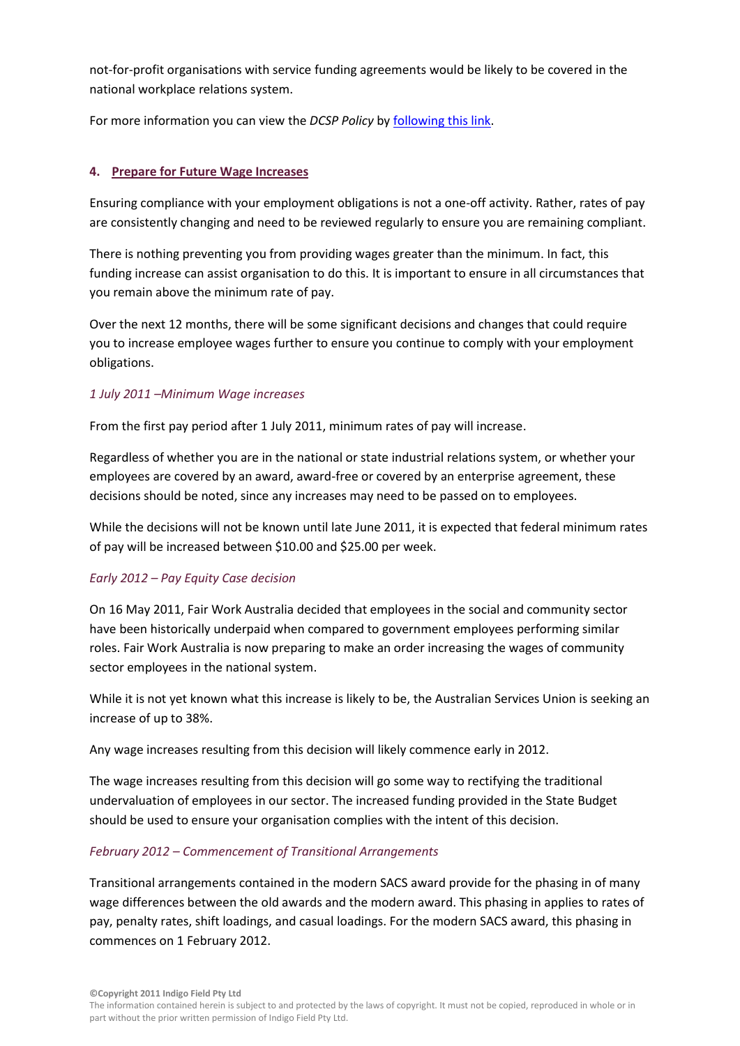not-for-profit organisations with service funding agreements would be likely to be covered in the national workplace relations system.

For more information you can view the *DCSP Policy* by [following this link](#).

## 4. Prepare for Future Wage Increases

Ensuring compliance with your employment obligations is not a one-off activity. Rather, rates of pay are consistently changing and need to be reviewed regularly to ensure you are remaining compliant.

There is nothing preventing you from providing wages greater than the minimum. In fact, this funding increase can assist organisation to do this. It is important to ensure in all circumstances that you remain above the minimum rate of pay.

Over the next 12 months, there will be some significant decisions and changes that could require you to increase employee wages further to ensure you continue to comply with your employment obligations.

### *1 July 2011 –Minimum Wage increases*

From the first pay period after 1 July 2011, minimum rates of pay will increase.

Regardless of whether you are in the national or state industrial relations system, or whether your employees are covered by an award, award-free or covered by an enterprise agreement, these decisions should be noted, since any increases may need to be passed on to employees.

While the decisions will not be known until late June 2011, it is expected that federal minimum rates of pay will be increased between $10.00 and $25.00 per week.

### *Early 2012 – Pay Equity Case decision*

On 16 May 2011, Fair Work Australia decided that employees in the social and community sector have been historically underpaid when compared to government employees performing similar roles. Fair Work Australia is now preparing to make an order increasing the wages of community sector employees in the national system.

While it is not yet known what this increase is likely to be, the Australian Services Union is seeking an increase of up to 38%.

Any wage increases resulting from this decision will likely commence early in 2012.

The wage increases resulting from this decision will go some way to rectifying the traditional undervaluation of employees in our sector. The increased funding provided in the State Budget should be used to ensure your organisation complies with the intent of this decision.

### *February 2012 – Commencement of Transitional Arrangements*

Transitional arrangements contained in the modern SACS award provide for the phasing in of many wage differences between the old awards and the modern award. This phasing in applies to rates of pay, penalty rates, shift loadings, and casual loadings. For the modern SACS award, this phasing in commences on 1 February 2012.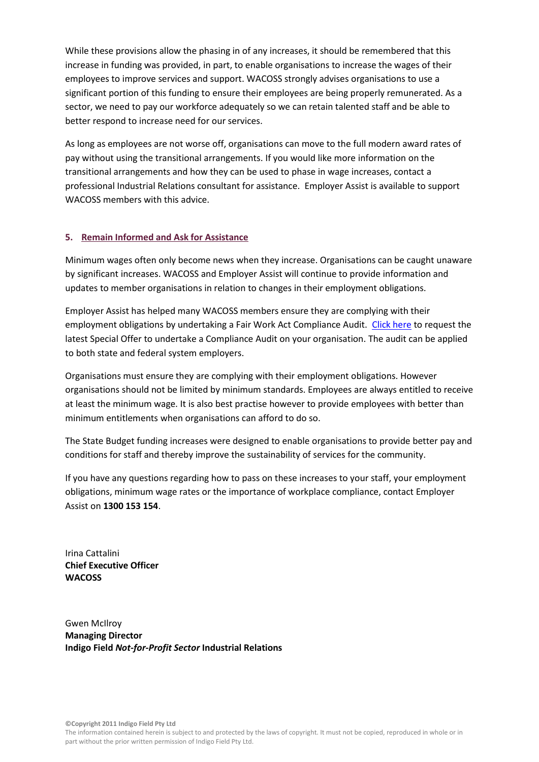While these provisions allow the phasing in of any increases, it should be remembered that this increase in funding was provided, in part, to enable organisations to increase the wages of their employees to improve services and support. WACOSS strongly advises organisations to use a significant portion of this funding to ensure their employees are being properly remunerated. As a sector, we need to pay our workforce adequately so we can retain talented staff and be able to better respond to increase need for our services.

As long as employees are not worse off, organisations can move to the full modern award rates of pay without using the transitional arrangements. If you would like more information on the transitional arrangements and how they can be used to phase in wage increases, contact a professional Industrial Relations consultant for assistance. Employer Assist is available to support WACOSS members with this advice.

## 5. Remain Informed and Ask for Assistance

Minimum wages often only become news when they increase. Organisations can be caught unaware by significant increases. WACOSS and Employer Assist will continue to provide information and updates to member organisations in relation to changes in their employment obligations.

Employer Assist has helped many WACOSS members ensure they are complying with their employment obligations by undertaking a Fair Work Act Compliance Audit. Click here to request the latest Special Offer to undertake a Compliance Audit on your organisation. The audit can be applied to both state and federal system employers.

Organisations must ensure they are complying with their employment obligations. However organisations should not be limited by minimum standards. Employees are always entitled to receive at least the minimum wage. It is also best practise however to provide employees with better than minimum entitlements when organisations can afford to do so.

The State Budget funding increases were designed to enable organisations to provide better pay and conditions for staff and thereby improve the sustainability of services for the community.

If you have any questions regarding how to pass on these increases to your staff, your employment obligations, minimum wage rates or the importance of workplace compliance, contact Employer Assist on **1300 153 154**.

Irina Cattalini
**Chief Executive Officer**
**WACOSS**

Gwen McIlroy
**Managing Director**
**Indigo Field *Not-for-Profit Sector* Industrial Relations**

**©Copyright 2011 Indigo Field Pty Ltd**
The information contained herein is subject to and protected by the laws of copyright. It must not be copied, reproduced in whole or in part without the prior written permission of Indigo Field Pty Ltd.